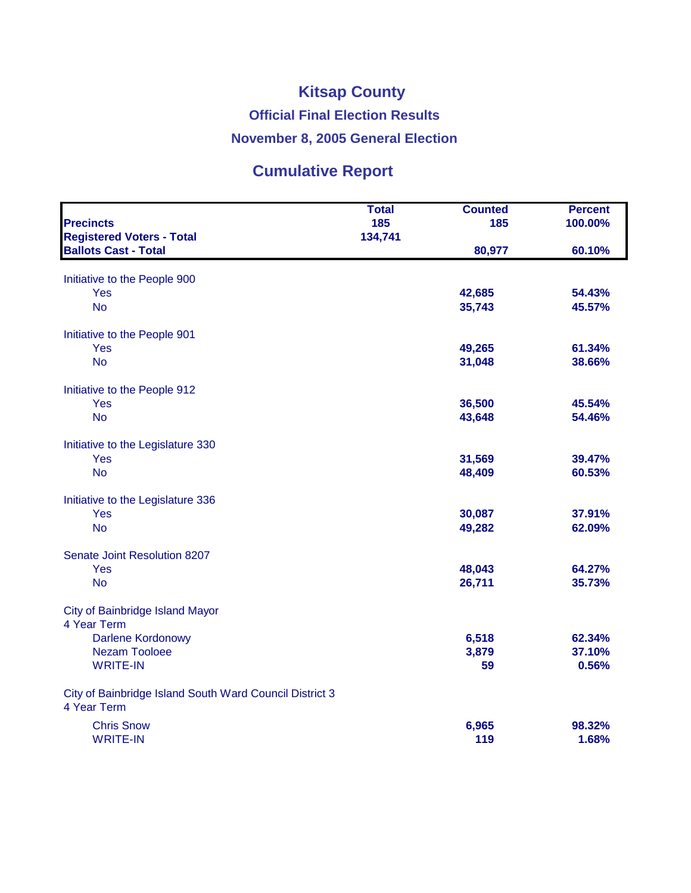# Kitsap County

## Official Final Election Results

## November 8, 2005 General Election

## Cumulative Report

| | Total | Counted | Percent |
|---|---|---|---|
| **Precincts** | 185 | 185 | 100.00% |
| **Registered Voters - Total** | 134,741 | | |
| **Ballots Cast - Total** | | 80,977 | 60.10% |

| | Counted | Percent |
|---|---|---|
| **Initiative to the People 900** | | |
| Yes | 42,685 | 54.43% |
| No | 35,743 | 45.57% |
| **Initiative to the People 901** | | |
| Yes | 49,265 | 61.34% |
| No | 31,048 | 38.66% |
| **Initiative to the People 912** | | |
| Yes | 36,500 | 45.54% |
| No | 43,648 | 54.46% |
| **Initiative to the Legislature 330** | | |
| Yes | 31,569 | 39.47% |
| No | 48,409 | 60.53% |
| **Initiative to the Legislature 336** | | |
| Yes | 30,087 | 37.91% |
| No | 49,282 | 62.09% |
| **Senate Joint Resolution 8207** | | |
| Yes | 48,043 | 64.27% |
| No | 26,711 | 35.73% |
| **City of Bainbridge Island Mayor 4 Year Term** | | |
| Darlene Kordonowy | 6,518 | 62.34% |
| Nezam Tooloee | 3,879 | 37.10% |
| WRITE-IN | 59 | 0.56% |
| **City of Bainbridge Island South Ward Council District 3 4 Year Term** | | |
| Chris Snow | 6,965 | 98.32% |
| WRITE-IN | 119 | 1.68% |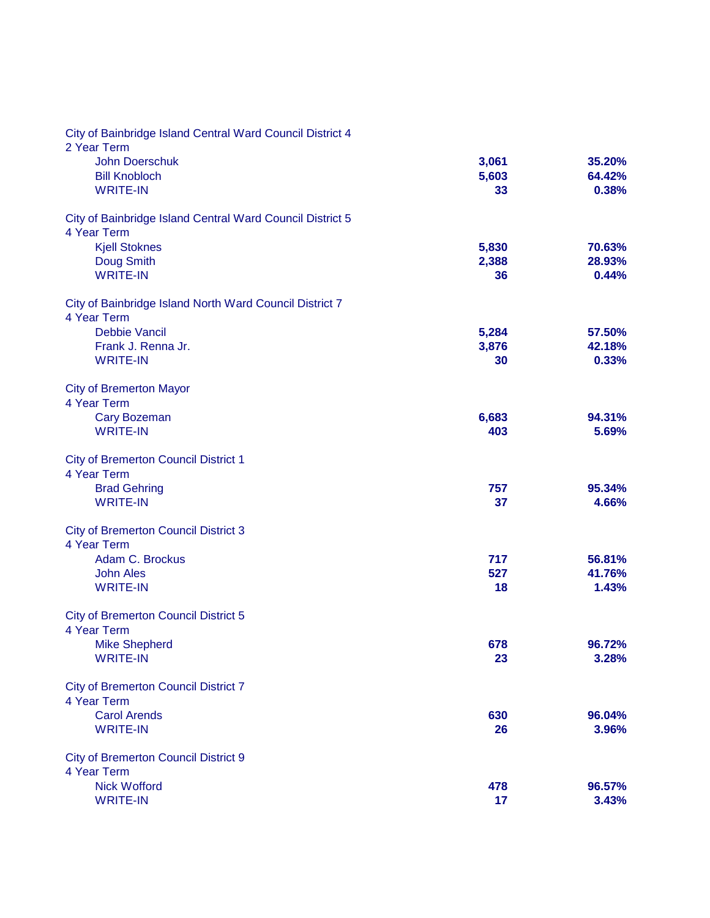**City of Bainbridge Island Central Ward Council District 4**
2 Year Term

| Candidate | Votes | Percent |
|---|---|---|
| John Doerschuk | 3,061 | 35.20% |
| Bill Knobloch | 5,603 | 64.42% |
| WRITE-IN | 33 | 0.38% |

**City of Bainbridge Island Central Ward Council District 5**
4 Year Term

| Candidate | Votes | Percent |
|---|---|---|
| Kjell Stoknes | 5,830 | 70.63% |
| Doug Smith | 2,388 | 28.93% |
| WRITE-IN | 36 | 0.44% |

**City of Bainbridge Island North Ward Council District 7**
4 Year Term

| Candidate | Votes | Percent |
|---|---|---|
| Debbie Vancil | 5,284 | 57.50% |
| Frank J. Renna Jr. | 3,876 | 42.18% |
| WRITE-IN | 30 | 0.33% |

**City of Bremerton Mayor**
4 Year Term

| Candidate | Votes | Percent |
|---|---|---|
| Cary Bozeman | 6,683 | 94.31% |
| WRITE-IN | 403 | 5.69% |

**City of Bremerton Council District 1**
4 Year Term

| Candidate | Votes | Percent |
|---|---|---|
| Brad Gehring | 757 | 95.34% |
| WRITE-IN | 37 | 4.66% |

**City of Bremerton Council District 3**
4 Year Term

| Candidate | Votes | Percent |
|---|---|---|
| Adam C. Brockus | 717 | 56.81% |
| John Ales | 527 | 41.76% |
| WRITE-IN | 18 | 1.43% |

**City of Bremerton Council District 5**
4 Year Term

| Candidate | Votes | Percent |
|---|---|---|
| Mike Shepherd | 678 | 96.72% |
| WRITE-IN | 23 | 3.28% |

**City of Bremerton Council District 7**
4 Year Term

| Candidate | Votes | Percent |
|---|---|---|
| Carol Arends | 630 | 96.04% |
| WRITE-IN | 26 | 3.96% |

**City of Bremerton Council District 9**
4 Year Term

| Candidate | Votes | Percent |
|---|---|---|
| Nick Wofford | 478 | 96.57% |
| WRITE-IN | 17 | 3.43% |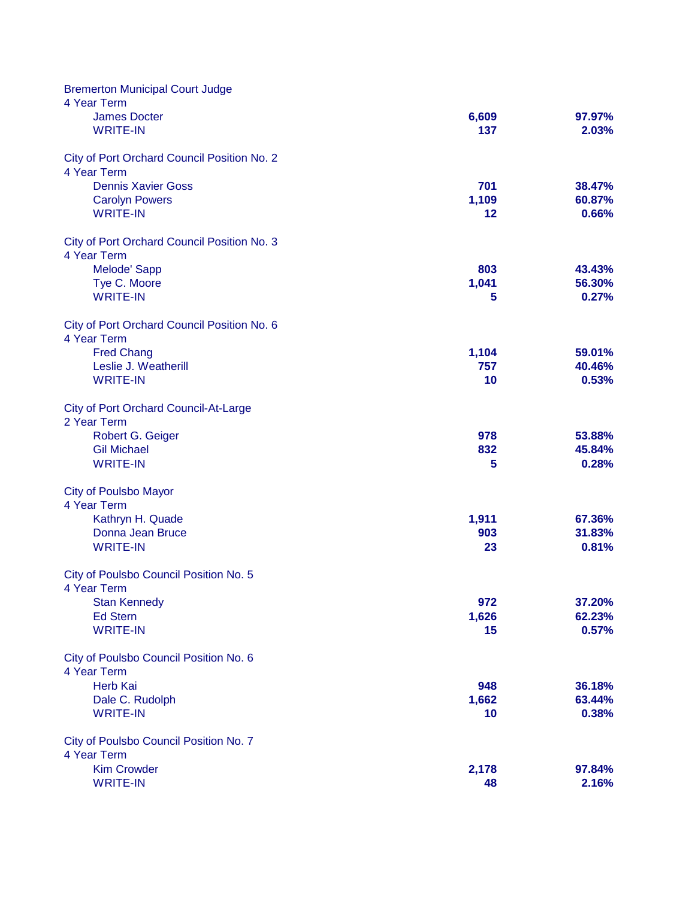Bremerton Municipal Court Judge
4 Year Term

| Candidate | Votes | Percent |
|---|---|---|
| James Docter | **6,609** | **97.97%** |
| WRITE-IN | **137** | **2.03%** |

City of Port Orchard Council Position No. 2
4 Year Term

| Candidate | Votes | Percent |
|---|---|---|
| Dennis Xavier Goss | **701** | **38.47%** |
| Carolyn Powers | **1,109** | **60.87%** |
| WRITE-IN | **12** | **0.66%** |

City of Port Orchard Council Position No. 3
4 Year Term

| Candidate | Votes | Percent |
|---|---|---|
| Melode' Sapp | **803** | **43.43%** |
| Tye C. Moore | **1,041** | **56.30%** |
| WRITE-IN | **5** | **0.27%** |

City of Port Orchard Council Position No. 6
4 Year Term

| Candidate | Votes | Percent |
|---|---|---|
| Fred Chang | **1,104** | **59.01%** |
| Leslie J. Weatherill | **757** | **40.46%** |
| WRITE-IN | **10** | **0.53%** |

City of Port Orchard Council-At-Large
2 Year Term

| Candidate | Votes | Percent |
|---|---|---|
| Robert G. Geiger | **978** | **53.88%** |
| Gil Michael | **832** | **45.84%** |
| WRITE-IN | **5** | **0.28%** |

City of Poulsbo Mayor
4 Year Term

| Candidate | Votes | Percent |
|---|---|---|
| Kathryn H. Quade | **1,911** | **67.36%** |
| Donna Jean Bruce | **903** | **31.83%** |
| WRITE-IN | **23** | **0.81%** |

City of Poulsbo Council Position No. 5
4 Year Term

| Candidate | Votes | Percent |
|---|---|---|
| Stan Kennedy | **972** | **37.20%** |
| Ed Stern | **1,626** | **62.23%** |
| WRITE-IN | **15** | **0.57%** |

City of Poulsbo Council Position No. 6
4 Year Term

| Candidate | Votes | Percent |
|---|---|---|
| Herb Kai | **948** | **36.18%** |
| Dale C. Rudolph | **1,662** | **63.44%** |
| WRITE-IN | **10** | **0.38%** |

City of Poulsbo Council Position No. 7
4 Year Term

| Candidate | Votes | Percent |
|---|---|---|
| Kim Crowder | **2,178** | **97.84%** |
| WRITE-IN | **48** | **2.16%** |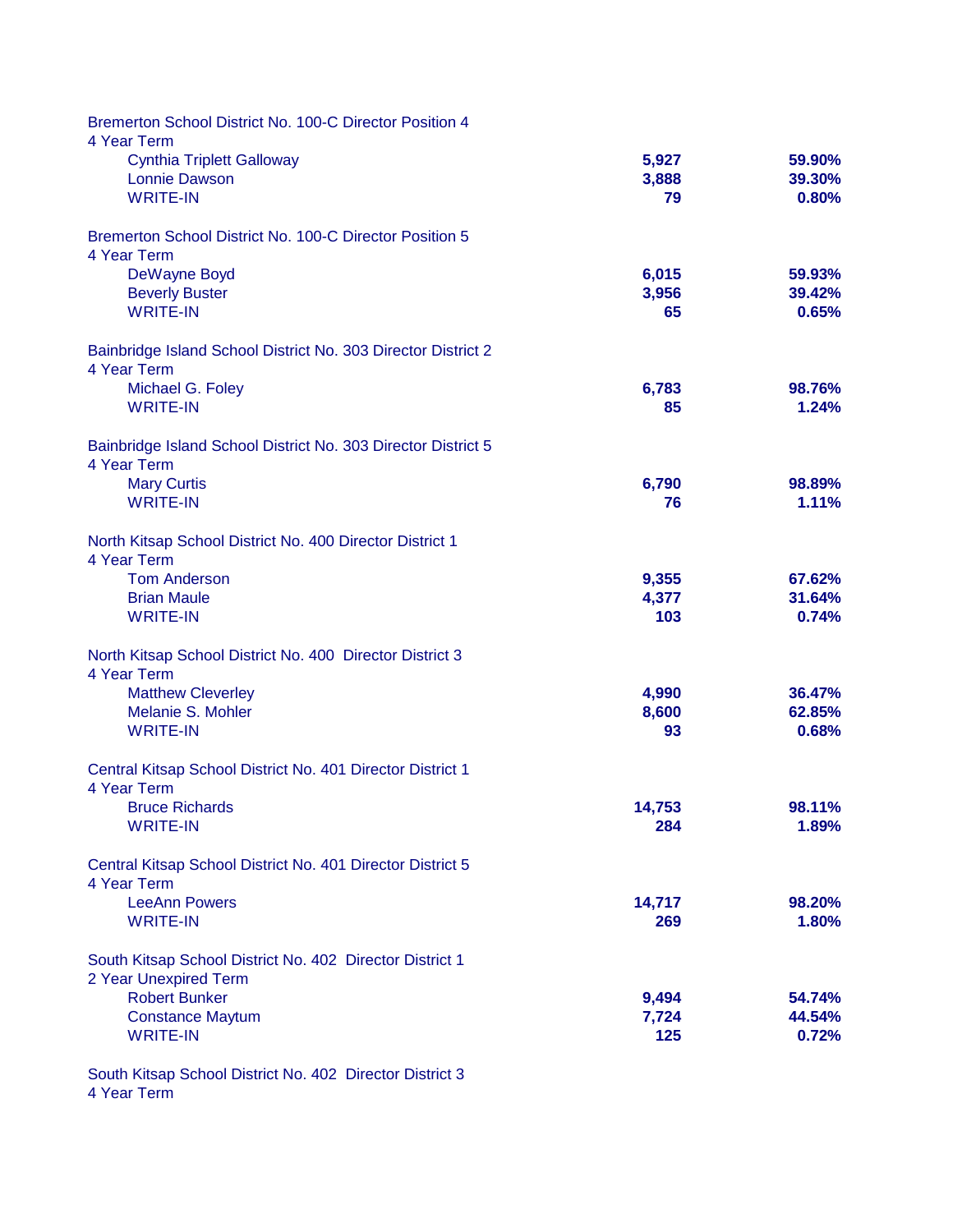Bremerton School District No. 100-C Director Position 4
4 Year Term

| | | |
|---|---|---|
| Cynthia Triplett Galloway | **5,927** | **59.90%** |
| Lonnie Dawson | **3,888** | **39.30%** |
| WRITE-IN | **79** | **0.80%** |

Bremerton School District No. 100-C Director Position 5
4 Year Term

| | | |
|---|---|---|
| DeWayne Boyd | **6,015** | **59.93%** |
| Beverly Buster | **3,956** | **39.42%** |
| WRITE-IN | **65** | **0.65%** |

Bainbridge Island School District No. 303 Director District 2
4 Year Term

| | | |
|---|---|---|
| Michael G. Foley | **6,783** | **98.76%** |
| WRITE-IN | **85** | **1.24%** |

Bainbridge Island School District No. 303 Director District 5
4 Year Term

| | | |
|---|---|---|
| Mary Curtis | **6,790** | **98.89%** |
| WRITE-IN | **76** | **1.11%** |

North Kitsap School District No. 400 Director District 1
4 Year Term

| | | |
|---|---|---|
| Tom Anderson | **9,355** | **67.62%** |
| Brian Maule | **4,377** | **31.64%** |
| WRITE-IN | **103** | **0.74%** |

North Kitsap School District No. 400 Director District 3
4 Year Term

| | | |
|---|---|---|
| Matthew Cleverley | **4,990** | **36.47%** |
| Melanie S. Mohler | **8,600** | **62.85%** |
| WRITE-IN | **93** | **0.68%** |

Central Kitsap School District No. 401 Director District 1
4 Year Term

| | | |
|---|---|---|
| Bruce Richards | **14,753** | **98.11%** |
| WRITE-IN | **284** | **1.89%** |

Central Kitsap School District No. 401 Director District 5
4 Year Term

| | | |
|---|---|---|
| LeeAnn Powers | **14,717** | **98.20%** |
| WRITE-IN | **269** | **1.80%** |

South Kitsap School District No. 402 Director District 1
2 Year Unexpired Term

| | | |
|---|---|---|
| Robert Bunker | **9,494** | **54.74%** |
| Constance Maytum | **7,724** | **44.54%** |
| WRITE-IN | **125** | **0.72%** |

South Kitsap School District No. 402 Director District 3
4 Year Term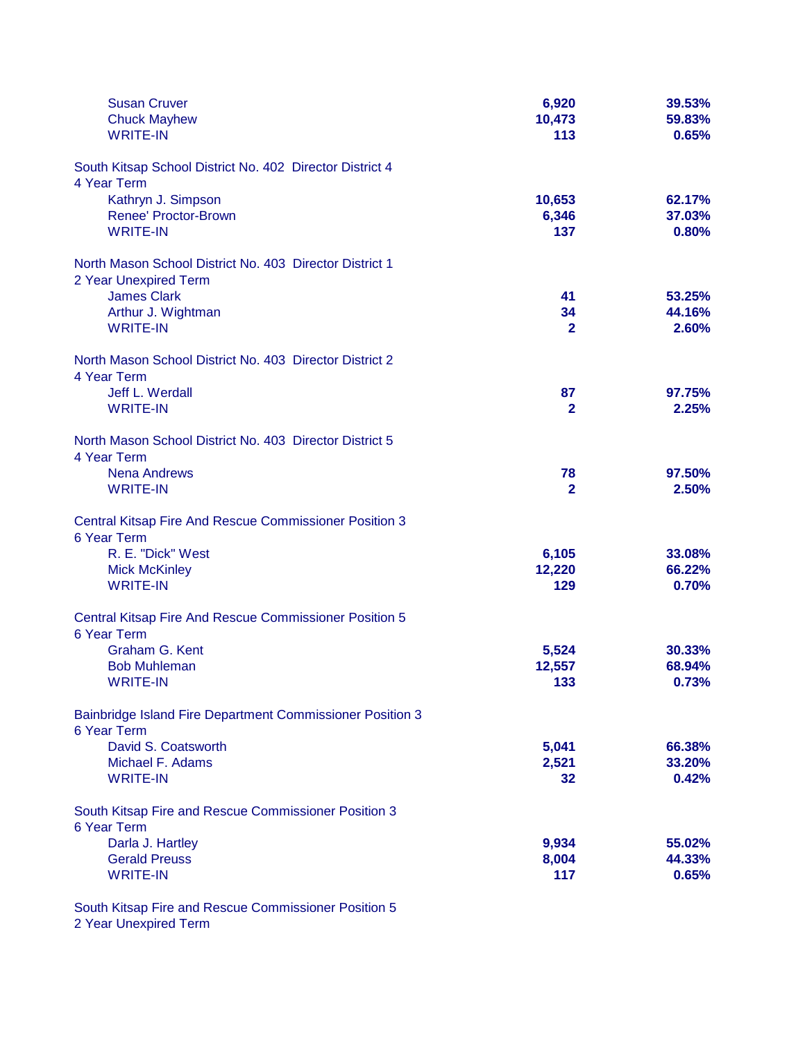| | | |
|---|---|---|
| Susan Cruver | 6,920 | 39.53% |
| Chuck Mayhew | 10,473 | 59.83% |
| WRITE-IN | 113 | 0.65% |

**South Kitsap School District No. 402 Director District 4**
4 Year Term

| | | |
|---|---|---|
| Kathryn J. Simpson | 10,653 | 62.17% |
| Renee' Proctor-Brown | 6,346 | 37.03% |
| WRITE-IN | 137 | 0.80% |

**North Mason School District No. 403 Director District 1**
2 Year Unexpired Term

| | | |
|---|---|---|
| James Clark | 41 | 53.25% |
| Arthur J. Wightman | 34 | 44.16% |
| WRITE-IN | 2 | 2.60% |

**North Mason School District No. 403 Director District 2**
4 Year Term

| | | |
|---|---|---|
| Jeff L. Werdall | 87 | 97.75% |
| WRITE-IN | 2 | 2.25% |

**North Mason School District No. 403 Director District 5**
4 Year Term

| | | |
|---|---|---|
| Nena Andrews | 78 | 97.50% |
| WRITE-IN | 2 | 2.50% |

**Central Kitsap Fire And Rescue Commissioner Position 3**
6 Year Term

| | | |
|---|---|---|
| R. E. "Dick" West | 6,105 | 33.08% |
| Mick McKinley | 12,220 | 66.22% |
| WRITE-IN | 129 | 0.70% |

**Central Kitsap Fire And Rescue Commissioner Position 5**
6 Year Term

| | | |
|---|---|---|
| Graham G. Kent | 5,524 | 30.33% |
| Bob Muhleman | 12,557 | 68.94% |
| WRITE-IN | 133 | 0.73% |

**Bainbridge Island Fire Department Commissioner Position 3**
6 Year Term

| | | |
|---|---|---|
| David S. Coatsworth | 5,041 | 66.38% |
| Michael F. Adams | 2,521 | 33.20% |
| WRITE-IN | 32 | 0.42% |

**South Kitsap Fire and Rescue Commissioner Position 3**
6 Year Term

| | | |
|---|---|---|
| Darla J. Hartley | 9,934 | 55.02% |
| Gerald Preuss | 8,004 | 44.33% |
| WRITE-IN | 117 | 0.65% |

**South Kitsap Fire and Rescue Commissioner Position 5**
2 Year Unexpired Term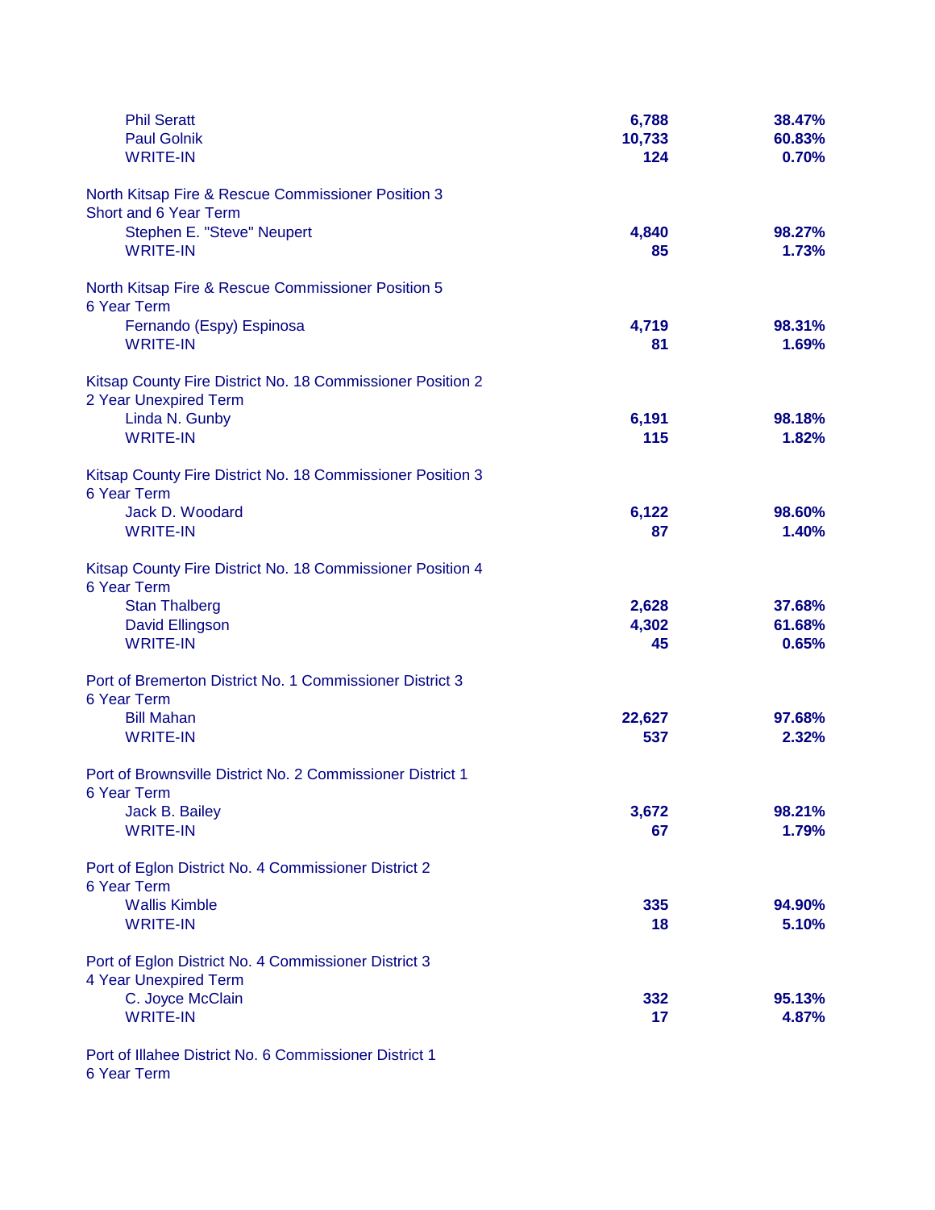| | | |
|---|---|---|
| Phil Seratt | 6,788 | 38.47% |
| Paul Golnik | 10,733 | 60.83% |
| WRITE-IN | 124 | 0.70% |

North Kitsap Fire & Rescue Commissioner Position 3
Short and 6 Year Term

| | | |
|---|---|---|
| Stephen E. "Steve" Neupert | 4,840 | 98.27% |
| WRITE-IN | 85 | 1.73% |

North Kitsap Fire & Rescue Commissioner Position 5
6 Year Term

| | | |
|---|---|---|
| Fernando (Espy) Espinosa | 4,719 | 98.31% |
| WRITE-IN | 81 | 1.69% |

Kitsap County Fire District No. 18 Commissioner Position 2
2 Year Unexpired Term

| | | |
|---|---|---|
| Linda N. Gunby | 6,191 | 98.18% |
| WRITE-IN | 115 | 1.82% |

Kitsap County Fire District No. 18 Commissioner Position 3
6 Year Term

| | | |
|---|---|---|
| Jack D. Woodard | 6,122 | 98.60% |
| WRITE-IN | 87 | 1.40% |

Kitsap County Fire District No. 18 Commissioner Position 4
6 Year Term

| | | |
|---|---|---|
| Stan Thalberg | 2,628 | 37.68% |
| David Ellingson | 4,302 | 61.68% |
| WRITE-IN | 45 | 0.65% |

Port of Bremerton District No. 1 Commissioner District 3
6 Year Term

| | | |
|---|---|---|
| Bill Mahan | 22,627 | 97.68% |
| WRITE-IN | 537 | 2.32% |

Port of Brownsville District No. 2 Commissioner District 1
6 Year Term

| | | |
|---|---|---|
| Jack B. Bailey | 3,672 | 98.21% |
| WRITE-IN | 67 | 1.79% |

Port of Eglon District No. 4 Commissioner District 2
6 Year Term

| | | |
|---|---|---|
| Wallis Kimble | 335 | 94.90% |
| WRITE-IN | 18 | 5.10% |

Port of Eglon District No. 4 Commissioner District 3
4 Year Unexpired Term

| | | |
|---|---|---|
| C. Joyce McClain | 332 | 95.13% |
| WRITE-IN | 17 | 4.87% |

Port of Illahee District No. 6 Commissioner District 1
6 Year Term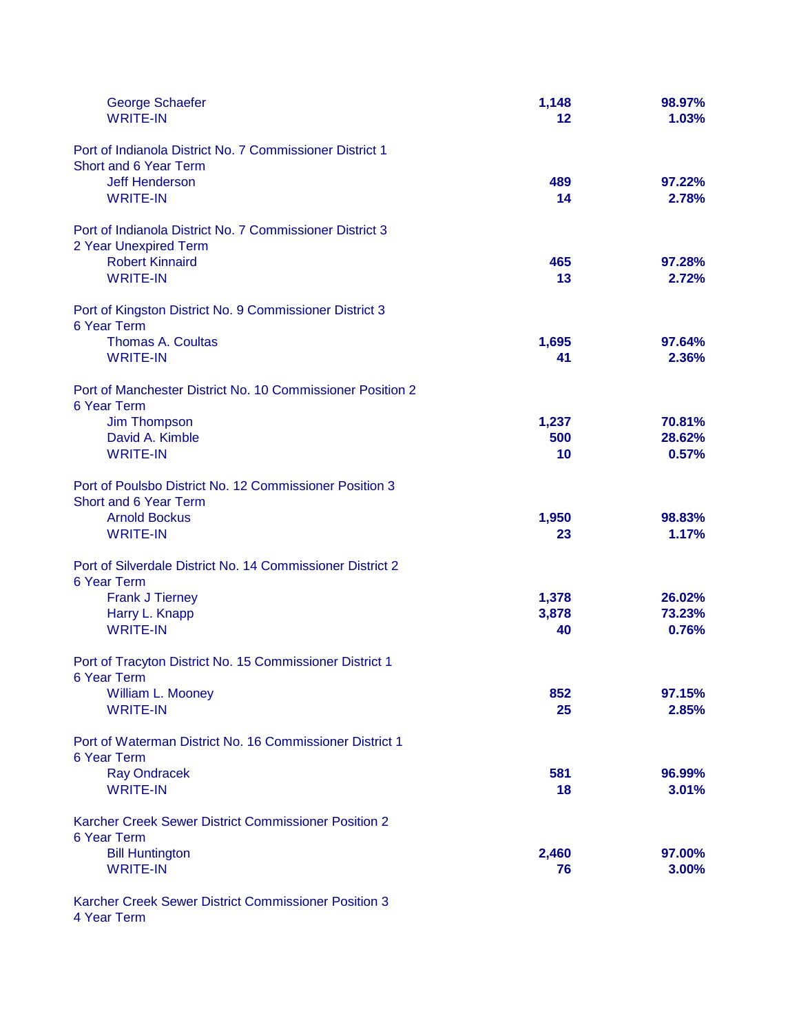| | | |
|---|---|---|
| George Schaefer | 1,148 | 98.97% |
| WRITE-IN | 12 | 1.03% |

Port of Indianola District No. 7 Commissioner District 1
Short and 6 Year Term

| | | |
|---|---|---|
| Jeff Henderson | 489 | 97.22% |
| WRITE-IN | 14 | 2.78% |

Port of Indianola District No. 7 Commissioner District 3
2 Year Unexpired Term

| | | |
|---|---|---|
| Robert Kinnaird | 465 | 97.28% |
| WRITE-IN | 13 | 2.72% |

Port of Kingston District No. 9 Commissioner District 3
6 Year Term

| | | |
|---|---|---|
| Thomas A. Coultas | 1,695 | 97.64% |
| WRITE-IN | 41 | 2.36% |

Port of Manchester District No. 10 Commissioner Position 2
6 Year Term

| | | |
|---|---|---|
| Jim Thompson | 1,237 | 70.81% |
| David A. Kimble | 500 | 28.62% |
| WRITE-IN | 10 | 0.57% |

Port of Poulsbo District No. 12 Commissioner Position 3
Short and 6 Year Term

| | | |
|---|---|---|
| Arnold Bockus | 1,950 | 98.83% |
| WRITE-IN | 23 | 1.17% |

Port of Silverdale District No. 14 Commissioner District 2
6 Year Term

| | | |
|---|---|---|
| Frank J Tierney | 1,378 | 26.02% |
| Harry L. Knapp | 3,878 | 73.23% |
| WRITE-IN | 40 | 0.76% |

Port of Tracyton District No. 15 Commissioner District 1
6 Year Term

| | | |
|---|---|---|
| William L. Mooney | 852 | 97.15% |
| WRITE-IN | 25 | 2.85% |

Port of Waterman District No. 16 Commissioner District 1
6 Year Term

| | | |
|---|---|---|
| Ray Ondracek | 581 | 96.99% |
| WRITE-IN | 18 | 3.01% |

Karcher Creek Sewer District Commissioner Position 2
6 Year Term

| | | |
|---|---|---|
| Bill Huntington | 2,460 | 97.00% |
| WRITE-IN | 76 | 3.00% |

Karcher Creek Sewer District Commissioner Position 3
4 Year Term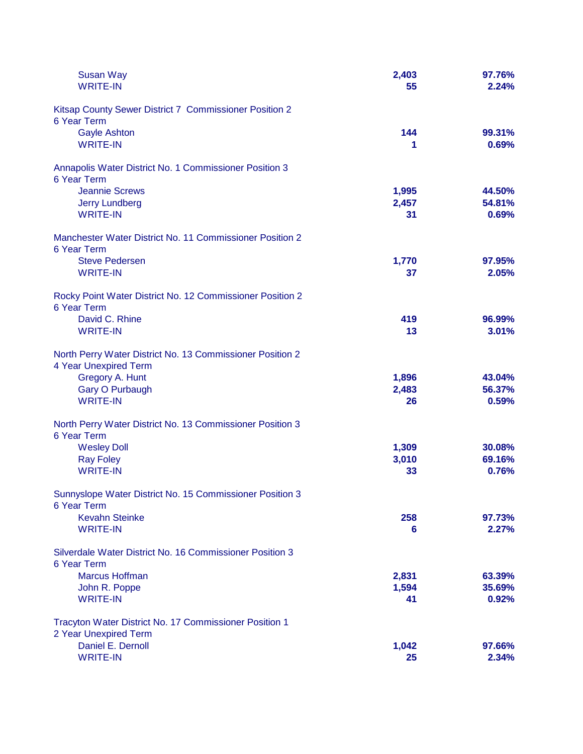| | | |
|---|---|---|
| Susan Way | 2,403 | 97.76% |
| WRITE-IN | 55 | 2.24% |

**Kitsap County Sewer District 7 Commissioner Position 2**
6 Year Term

| | | |
|---|---|---|
| Gayle Ashton | 144 | 99.31% |
| WRITE-IN | 1 | 0.69% |

**Annapolis Water District No. 1 Commissioner Position 3**
6 Year Term

| | | |
|---|---|---|
| Jeannie Screws | 1,995 | 44.50% |
| Jerry Lundberg | 2,457 | 54.81% |
| WRITE-IN | 31 | 0.69% |

**Manchester Water District No. 11 Commissioner Position 2**
6 Year Term

| | | |
|---|---|---|
| Steve Pedersen | 1,770 | 97.95% |
| WRITE-IN | 37 | 2.05% |

**Rocky Point Water District No. 12 Commissioner Position 2**
6 Year Term

| | | |
|---|---|---|
| David C. Rhine | 419 | 96.99% |
| WRITE-IN | 13 | 3.01% |

**North Perry Water District No. 13 Commissioner Position 2**
4 Year Unexpired Term

| | | |
|---|---|---|
| Gregory A. Hunt | 1,896 | 43.04% |
| Gary O Purbaugh | 2,483 | 56.37% |
| WRITE-IN | 26 | 0.59% |

**North Perry Water District No. 13 Commissioner Position 3**
6 Year Term

| | | |
|---|---|---|
| Wesley Doll | 1,309 | 30.08% |
| Ray Foley | 3,010 | 69.16% |
| WRITE-IN | 33 | 0.76% |

**Sunnyslope Water District No. 15 Commissioner Position 3**
6 Year Term

| | | |
|---|---|---|
| Kevahn Steinke | 258 | 97.73% |
| WRITE-IN | 6 | 2.27% |

**Silverdale Water District No. 16 Commissioner Position 3**
6 Year Term

| | | |
|---|---|---|
| Marcus Hoffman | 2,831 | 63.39% |
| John R. Poppe | 1,594 | 35.69% |
| WRITE-IN | 41 | 0.92% |

**Tracyton Water District No. 17 Commissioner Position 1**
2 Year Unexpired Term

| | | |
|---|---|---|
| Daniel E. Dernoll | 1,042 | 97.66% |
| WRITE-IN | 25 | 2.34% |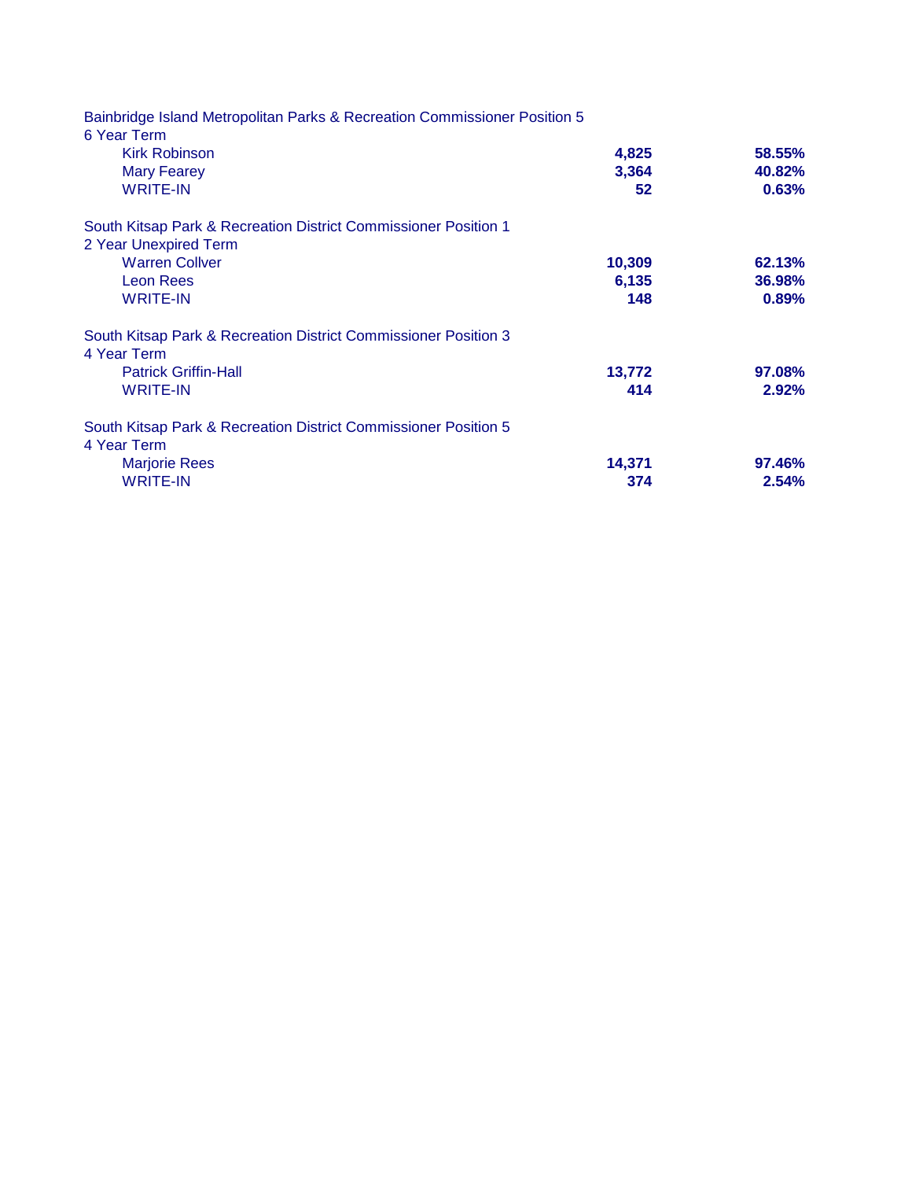Bainbridge Island Metropolitan Parks & Recreation Commissioner Position 5
6 Year Term

| | | |
|---|---|---|
| Kirk Robinson | **4,825** | **58.55%** |
| Mary Fearey | **3,364** | **40.82%** |
| WRITE-IN | **52** | **0.63%** |

South Kitsap Park & Recreation District Commissioner Position 1
2 Year Unexpired Term

| | | |
|---|---|---|
| Warren Collver | **10,309** | **62.13%** |
| Leon Rees | **6,135** | **36.98%** |
| WRITE-IN | **148** | **0.89%** |

South Kitsap Park & Recreation District Commissioner Position 3
4 Year Term

| | | |
|---|---|---|
| Patrick Griffin-Hall | **13,772** | **97.08%** |
| WRITE-IN | **414** | **2.92%** |

South Kitsap Park & Recreation District Commissioner Position 5
4 Year Term

| | | |
|---|---|---|
| Marjorie Rees | **14,371** | **97.46%** |
| WRITE-IN | **374** | **2.54%** |